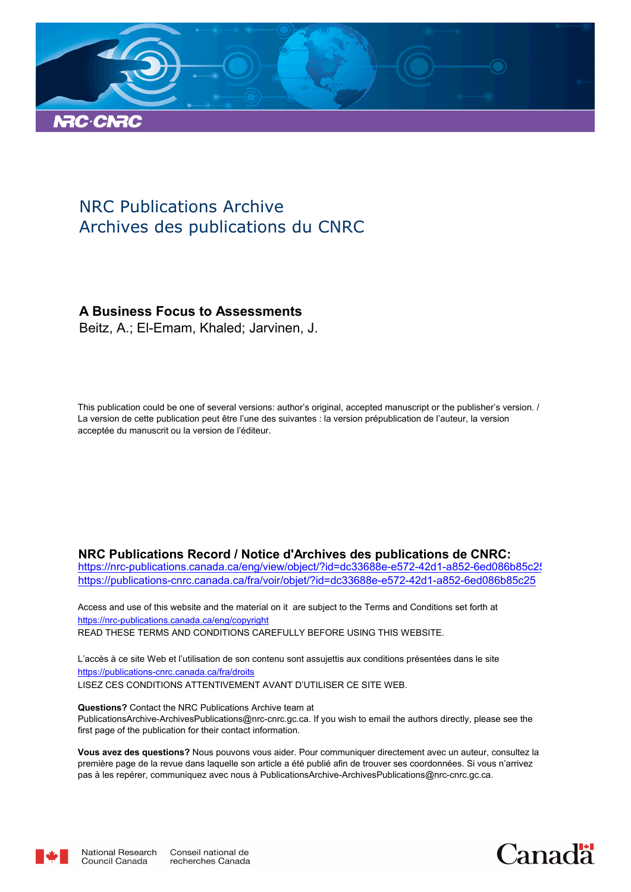NRC Publications Archive
Archives des publications du CNRC

**A Business Focus to Assessments**
Beitz, A.; El-Emam, Khaled; Jarvinen, J.

This publication could be one of several versions: author's original, accepted manuscript or the publisher's version. / La version de cette publication peut être l'une des suivantes : la version prépublication de l'auteur, la version acceptée du manuscrit ou la version de l'éditeur.

**NRC Publications Record / Notice d'Archives des publications de CNRC:**
https://nrc-publications.canada.ca/eng/view/object/?id=dc33688e-e572-42d1-a852-6ed086b85c25
https://publications-cnrc.canada.ca/fra/voir/objet/?id=dc33688e-e572-42d1-a852-6ed086b85c25

Access and use of this website and the material on it are subject to the Terms and Conditions set forth at
https://nrc-publications.canada.ca/eng/copyright
READ THESE TERMS AND CONDITIONS CAREFULLY BEFORE USING THIS WEBSITE.

L'accès à ce site Web et l'utilisation de son contenu sont assujettis aux conditions présentées dans le site
https://publications-cnrc.canada.ca/fra/droits
LISEZ CES CONDITIONS ATTENTIVEMENT AVANT D'UTILISER CE SITE WEB.

**Questions?** Contact the NRC Publications Archive team at
PublicationsArchive-ArchivesPublications@nrc-cnrc.gc.ca. If you wish to email the authors directly, please see the first page of the publication for their contact information.

**Vous avez des questions?** Nous pouvons vous aider. Pour communiquer directement avec un auteur, consultez la première page de la revue dans laquelle son article a été publié afin de trouver ses coordonnées. Si vous n'arrivez pas à les repérer, communiquez avec nous à PublicationsArchive-ArchivesPublications@nrc-cnrc.gc.ca.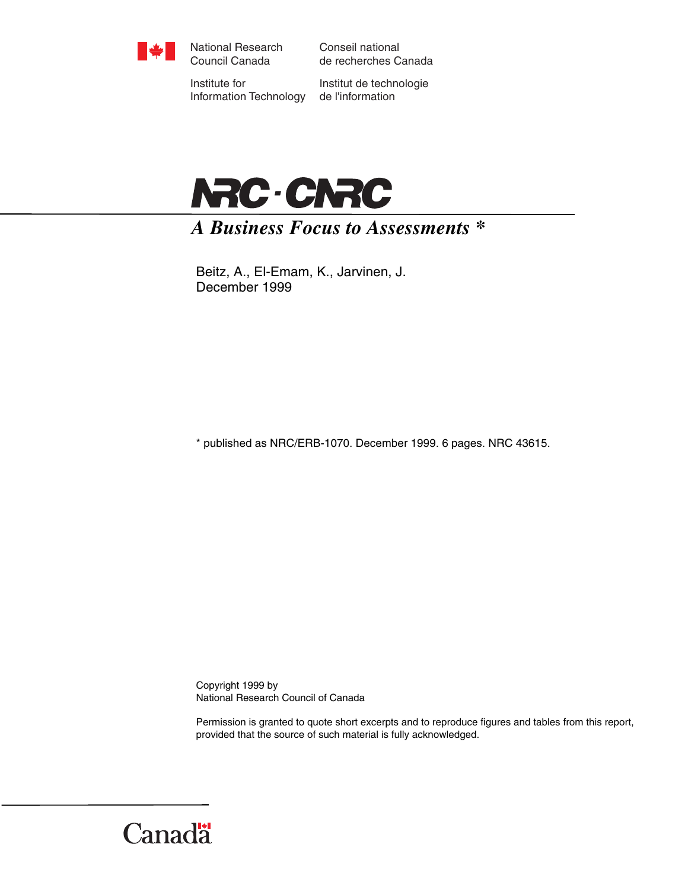National Research Council Canada

Conseil national de recherches Canada

Institute for Information Technology

Institut de technologie de l'information

NRC·CNRC

# *A Business Focus to Assessments* *

Beitz, A., El-Emam, K., Jarvinen, J.
December 1999

* published as NRC/ERB-1070. December 1999. 6 pages. NRC 43615.

Copyright 1999 by
National Research Council of Canada

Permission is granted to quote short excerpts and to reproduce figures and tables from this report, provided that the source of such material is fully acknowledged.

Canada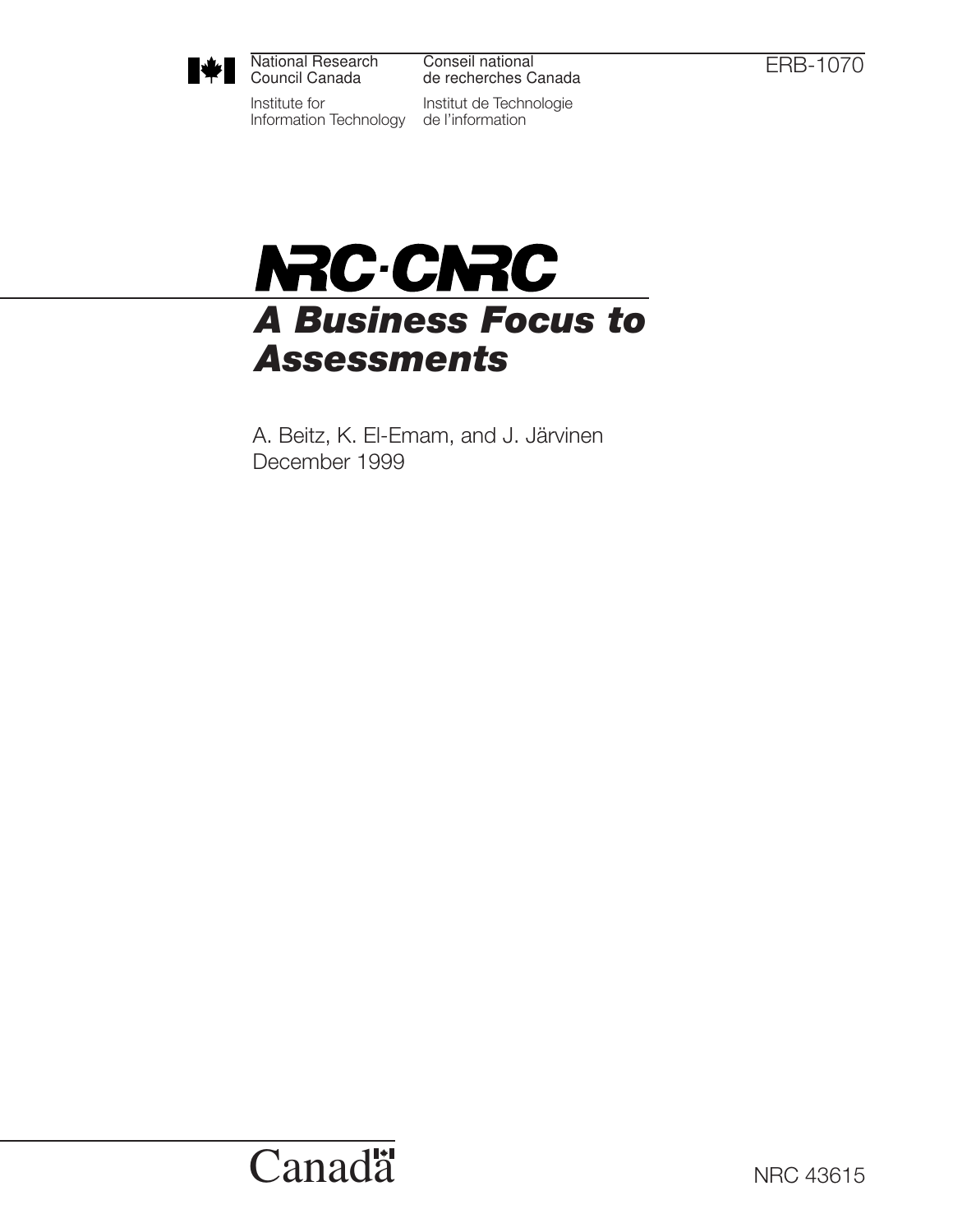National Research Council Canada

Institute for Information Technology

Conseil national de recherches Canada

Institut de Technologie de l'information

ERB-1070

NRC·CNRC

# *A Business Focus to Assessments*

A. Beitz, K. El-Emam, and J. Järvinen

December 1999

Canada

NRC 43615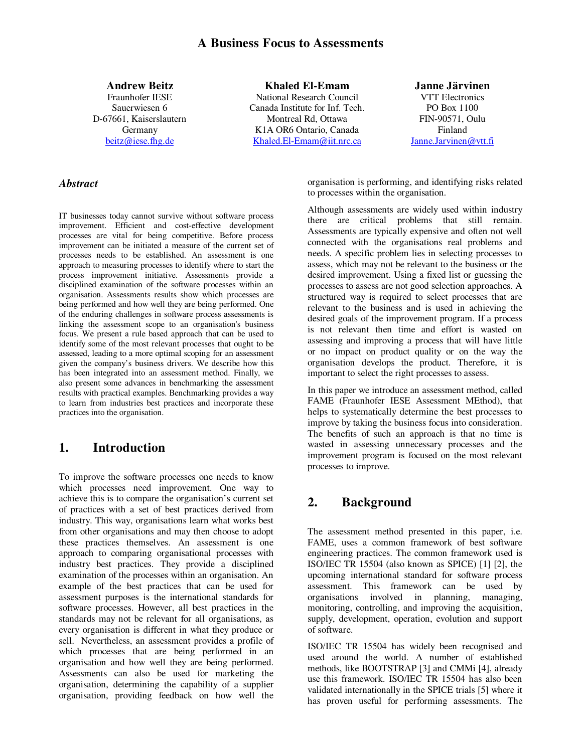# A Business Focus to Assessments

**Andrew Beitz**
Fraunhofer IESE
Sauerwiesen 6
D-67661, Kaiserslautern
Germany
beitz@iese.fhg.de

**Khaled El-Emam**
National Research Council
Canada Institute for Inf. Tech.
Montreal Rd, Ottawa
K1A OR6 Ontario, Canada
Khaled.El-Emam@iit.nrc.ca

**Janne Järvinen**
VTT Electronics
PO Box 1100
FIN-90571, Oulu
Finland
Janne.Jarvinen@vtt.fi

### *Abstract*

IT businesses today cannot survive without software process improvement. Efficient and cost-effective development processes are vital for being competitive. Before process improvement can be initiated a measure of the current set of processes needs to be established. An assessment is one approach to measuring processes to identify where to start the process improvement initiative. Assessments provide a disciplined examination of the software processes within an organisation. Assessments results show which processes are being performed and how well they are being performed. One of the enduring challenges in software process assessments is linking the assessment scope to an organisation's business focus. We present a rule based approach that can be used to identify some of the most relevant processes that ought to be assessed, leading to a more optimal scoping for an assessment given the company's business drivers. We describe how this has been integrated into an assessment method. Finally, we also present some advances in benchmarking the assessment results with practical examples. Benchmarking provides a way to learn from industries best practices and incorporate these practices into the organisation.

## 1. Introduction

To improve the software processes one needs to know which processes need improvement. One way to achieve this is to compare the organisation's current set of practices with a set of best practices derived from industry. This way, organisations learn what works best from other organisations and may then choose to adopt these practices themselves. An assessment is one approach to comparing organisational processes with industry best practices. They provide a disciplined examination of the processes within an organisation. An example of the best practices that can be used for assessment purposes is the international standards for software processes. However, all best practices in the standards may not be relevant for all organisations, as every organisation is different in what they produce or sell. Nevertheless, an assessment provides a profile of which processes that are being performed in an organisation and how well they are being performed. Assessments can also be used for marketing the organisation, determining the capability of a supplier organisation, providing feedback on how well the organisation is performing, and identifying risks related to processes within the organisation.

Although assessments are widely used within industry there are critical problems that still remain. Assessments are typically expensive and often not well connected with the organisations real problems and needs. A specific problem lies in selecting processes to assess, which may not be relevant to the business or the desired improvement. Using a fixed list or guessing the processes to assess are not good selection approaches. A structured way is required to select processes that are relevant to the business and is used in achieving the desired goals of the improvement program. If a process is not relevant then time and effort is wasted on assessing and improving a process that will have little or no impact on product quality or on the way the organisation develops the product. Therefore, it is important to select the right processes to assess.

In this paper we introduce an assessment method, called FAME (Fraunhofer IESE Assessment MEthod), that helps to systematically determine the best processes to improve by taking the business focus into consideration. The benefits of such an approach is that no time is wasted in assessing unnecessary processes and the improvement program is focused on the most relevant processes to improve.

## 2. Background

The assessment method presented in this paper, i.e. FAME, uses a common framework of best software engineering practices. The common framework used is ISO/IEC TR 15504 (also known as SPICE) [1] [2], the upcoming international standard for software process assessment. This framework can be used by organisations involved in planning, managing, monitoring, controlling, and improving the acquisition, supply, development, operation, evolution and support of software.

ISO/IEC TR 15504 has widely been recognised and used around the world. A number of established methods, like BOOTSTRAP [3] and CMMi [4], already use this framework. ISO/IEC TR 15504 has also been validated internationally in the SPICE trials [5] where it has proven useful for performing assessments. The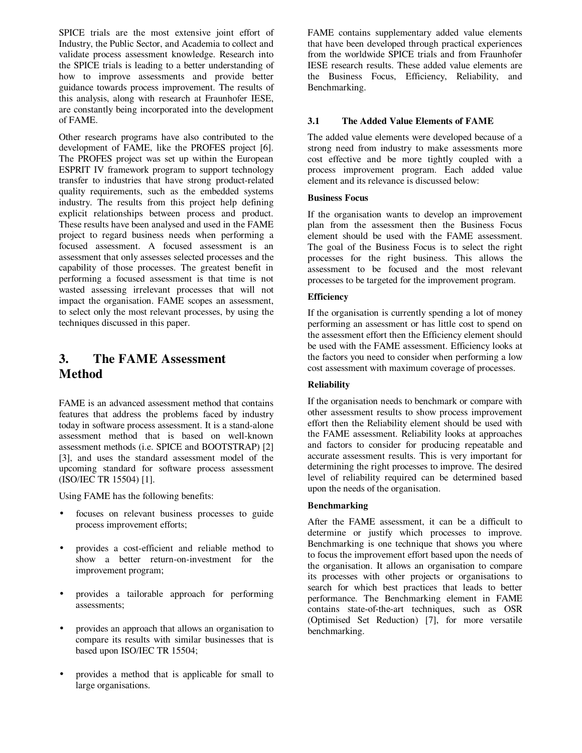SPICE trials are the most extensive joint effort of Industry, the Public Sector, and Academia to collect and validate process assessment knowledge. Research into the SPICE trials is leading to a better understanding of how to improve assessments and provide better guidance towards process improvement. The results of this analysis, along with research at Fraunhofer IESE, are constantly being incorporated into the development of FAME.

Other research programs have also contributed to the development of FAME, like the PROFES project [6]. The PROFES project was set up within the European ESPRIT IV framework program to support technology transfer to industries that have strong product-related quality requirements, such as the embedded systems industry. The results from this project help defining explicit relationships between process and product. These results have been analysed and used in the FAME project to regard business needs when performing a focused assessment. A focused assessment is an assessment that only assesses selected processes and the capability of those processes. The greatest benefit in performing a focused assessment is that time is not wasted assessing irrelevant processes that will not impact the organisation. FAME scopes an assessment, to select only the most relevant processes, by using the techniques discussed in this paper.

# 3. The FAME Assessment Method

FAME is an advanced assessment method that contains features that address the problems faced by industry today in software process assessment. It is a stand-alone assessment method that is based on well-known assessment methods (i.e. SPICE and BOOTSTRAP) [2] [3], and uses the standard assessment model of the upcoming standard for software process assessment (ISO/IEC TR 15504) [1].

Using FAME has the following benefits:

- focuses on relevant business processes to guide process improvement efforts;
- provides a cost-efficient and reliable method to show a better return-on-investment for the improvement program;
- provides a tailorable approach for performing assessments;
- provides an approach that allows an organisation to compare its results with similar businesses that is based upon ISO/IEC TR 15504;
- provides a method that is applicable for small to large organisations.

FAME contains supplementary added value elements that have been developed through practical experiences from the worldwide SPICE trials and from Fraunhofer IESE research results. These added value elements are the Business Focus, Efficiency, Reliability, and Benchmarking.

## 3.1 The Added Value Elements of FAME

The added value elements were developed because of a strong need from industry to make assessments more cost effective and be more tightly coupled with a process improvement program. Each added value element and its relevance is discussed below:

**Business Focus**

If the organisation wants to develop an improvement plan from the assessment then the Business Focus element should be used with the FAME assessment. The goal of the Business Focus is to select the right processes for the right business. This allows the assessment to be focused and the most relevant processes to be targeted for the improvement program.

**Efficiency**

If the organisation is currently spending a lot of money performing an assessment or has little cost to spend on the assessment effort then the Efficiency element should be used with the FAME assessment. Efficiency looks at the factors you need to consider when performing a low cost assessment with maximum coverage of processes.

**Reliability**

If the organisation needs to benchmark or compare with other assessment results to show process improvement effort then the Reliability element should be used with the FAME assessment. Reliability looks at approaches and factors to consider for producing repeatable and accurate assessment results. This is very important for determining the right processes to improve. The desired level of reliability required can be determined based upon the needs of the organisation.

**Benchmarking**

After the FAME assessment, it can be a difficult to determine or justify which processes to improve. Benchmarking is one technique that shows you where to focus the improvement effort based upon the needs of the organisation. It allows an organisation to compare its processes with other projects or organisations to search for which best practices that leads to better performance. The Benchmarking element in FAME contains state-of-the-art techniques, such as OSR (Optimised Set Reduction) [7], for more versatile benchmarking.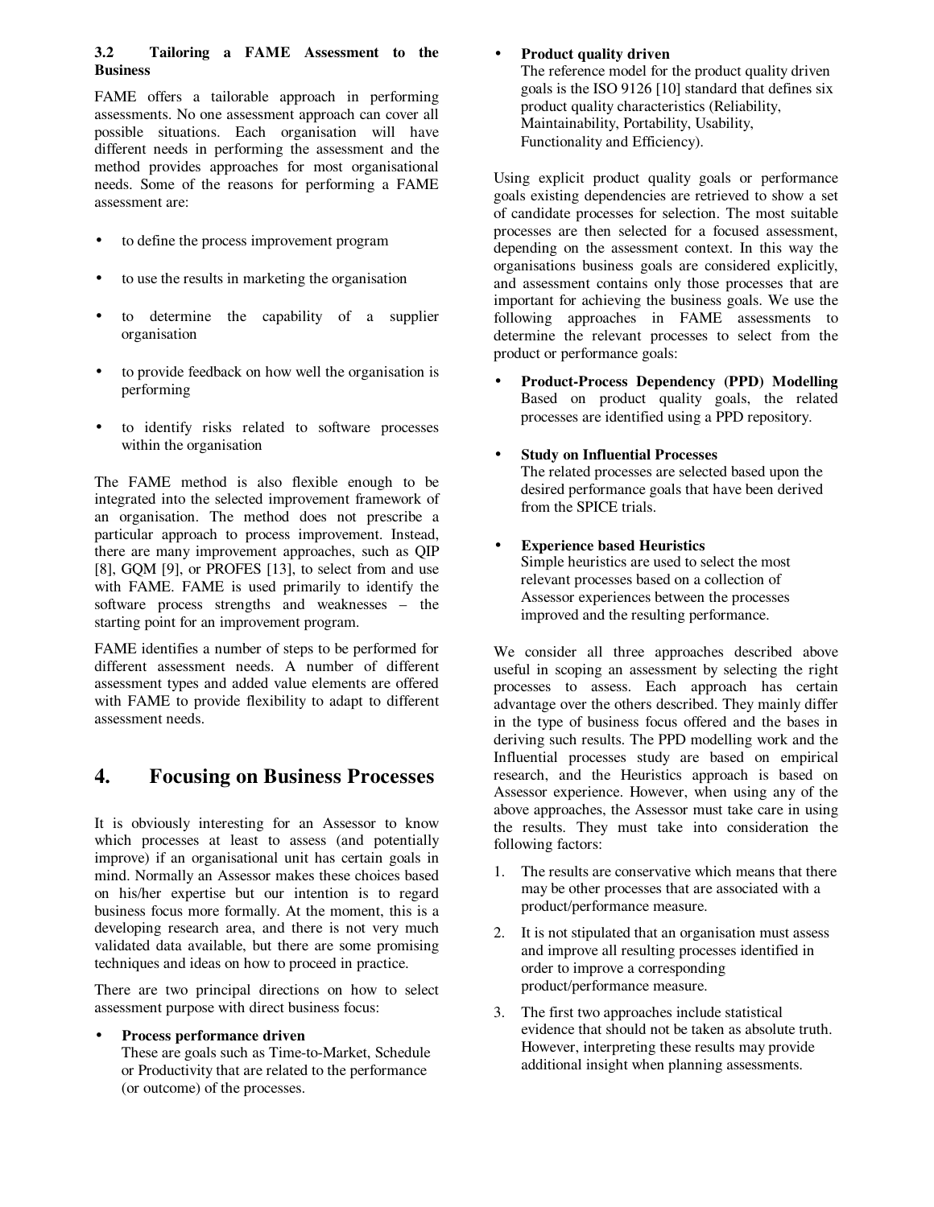### 3.2 Tailoring a FAME Assessment to the Business

FAME offers a tailorable approach in performing assessments. No one assessment approach can cover all possible situations. Each organisation will have different needs in performing the assessment and the method provides approaches for most organisational needs. Some of the reasons for performing a FAME assessment are:

- to define the process improvement program
- to use the results in marketing the organisation
- to determine the capability of a supplier organisation
- to provide feedback on how well the organisation is performing
- to identify risks related to software processes within the organisation

The FAME method is also flexible enough to be integrated into the selected improvement framework of an organisation. The method does not prescribe a particular approach to process improvement. Instead, there are many improvement approaches, such as QIP [8], GQM [9], or PROFES [13], to select from and use with FAME. FAME is used primarily to identify the software process strengths and weaknesses – the starting point for an improvement program.

FAME identifies a number of steps to be performed for different assessment needs. A number of different assessment types and added value elements are offered with FAME to provide flexibility to adapt to different assessment needs.

## 4. Focusing on Business Processes

It is obviously interesting for an Assessor to know which processes at least to assess (and potentially improve) if an organisational unit has certain goals in mind. Normally an Assessor makes these choices based on his/her expertise but our intention is to regard business focus more formally. At the moment, this is a developing research area, and there is not very much validated data available, but there are some promising techniques and ideas on how to proceed in practice.

There are two principal directions on how to select assessment purpose with direct business focus:

- **Process performance driven**
  These are goals such as Time-to-Market, Schedule or Productivity that are related to the performance (or outcome) of the processes.
- **Product quality driven**
  The reference model for the product quality driven goals is the ISO 9126 [10] standard that defines six product quality characteristics (Reliability, Maintainability, Portability, Usability, Functionality and Efficiency).

Using explicit product quality goals or performance goals existing dependencies are retrieved to show a set of candidate processes for selection. The most suitable processes are then selected for a focused assessment, depending on the assessment context. In this way the organisations business goals are considered explicitly, and assessment contains only those processes that are important for achieving the business goals. We use the following approaches in FAME assessments to determine the relevant processes to select from the product or performance goals:

- **Product-Process Dependency (PPD) Modelling**
  Based on product quality goals, the related processes are identified using a PPD repository.
- **Study on Influential Processes**
  The related processes are selected based upon the desired performance goals that have been derived from the SPICE trials.
- **Experience based Heuristics**
  Simple heuristics are used to select the most relevant processes based on a collection of Assessor experiences between the processes improved and the resulting performance.

We consider all three approaches described above useful in scoping an assessment by selecting the right processes to assess. Each approach has certain advantage over the others described. They mainly differ in the type of business focus offered and the bases in deriving such results. The PPD modelling work and the Influential processes study are based on empirical research, and the Heuristics approach is based on Assessor experience. However, when using any of the above approaches, the Assessor must take care in using the results. They must take into consideration the following factors:

1. The results are conservative which means that there may be other processes that are associated with a product/performance measure.
2. It is not stipulated that an organisation must assess and improve all resulting processes identified in order to improve a corresponding product/performance measure.
3. The first two approaches include statistical evidence that should not be taken as absolute truth. However, interpreting these results may provide additional insight when planning assessments.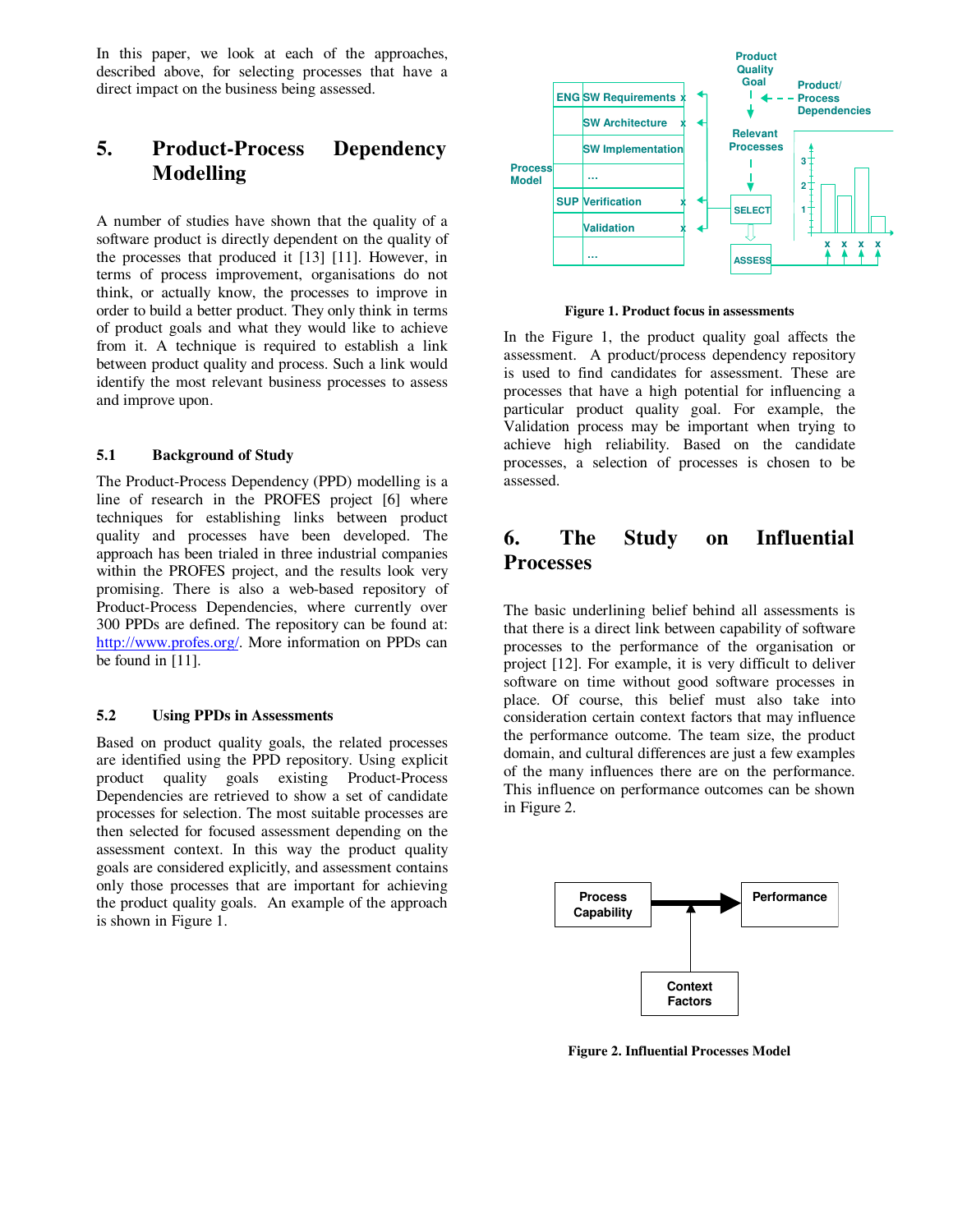In this paper, we look at each of the approaches, described above, for selecting processes that have a direct impact on the business being assessed.

## 5. Product-Process Dependency Modelling

A number of studies have shown that the quality of a software product is directly dependent on the quality of the processes that produced it [13] [11]. However, in terms of process improvement, organisations do not think, or actually know, the processes to improve in order to build a better product. They only think in terms of product goals and what they would like to achieve from it. A technique is required to establish a link between product quality and process. Such a link would identify the most relevant business processes to assess and improve upon.

### 5.1 Background of Study

The Product-Process Dependency (PPD) modelling is a line of research in the PROFES project [6] where techniques for establishing links between product quality and processes have been developed. The approach has been trialed in three industrial companies within the PROFES project, and the results look very promising. There is also a web-based repository of Product-Process Dependencies, where currently over 300 PPDs are defined. The repository can be found at: http://www.profes.org/. More information on PPDs can be found in [11].

### 5.2 Using PPDs in Assessments

Based on product quality goals, the related processes are identified using the PPD repository. Using explicit product quality goals existing Product-Process Dependencies are retrieved to show a set of candidate processes for selection. The most suitable processes are then selected for focused assessment depending on the assessment context. In this way the product quality goals are considered explicitly, and assessment contains only those processes that are important for achieving the product quality goals. An example of the approach is shown in Figure 1.

**Figure 1. Product focus in assessments**

In the Figure 1, the product quality goal affects the assessment. A product/process dependency repository is used to find candidates for assessment. These are processes that have a high potential for influencing a particular product quality goal. For example, the Validation process may be important when trying to achieve high reliability. Based on the candidate processes, a selection of processes is chosen to be assessed.

## 6. The Study on Influential Processes

The basic underlining belief behind all assessments is that there is a direct link between capability of software processes to the performance of the organisation or project [12]. For example, it is very difficult to deliver software on time without good software processes in place. Of course, this belief must also take into consideration certain context factors that may influence the performance outcome. The team size, the product domain, and cultural differences are just a few examples of the many influences there are on the performance. This influence on performance outcomes can be shown in Figure 2.

**Figure 2. Influential Processes Model**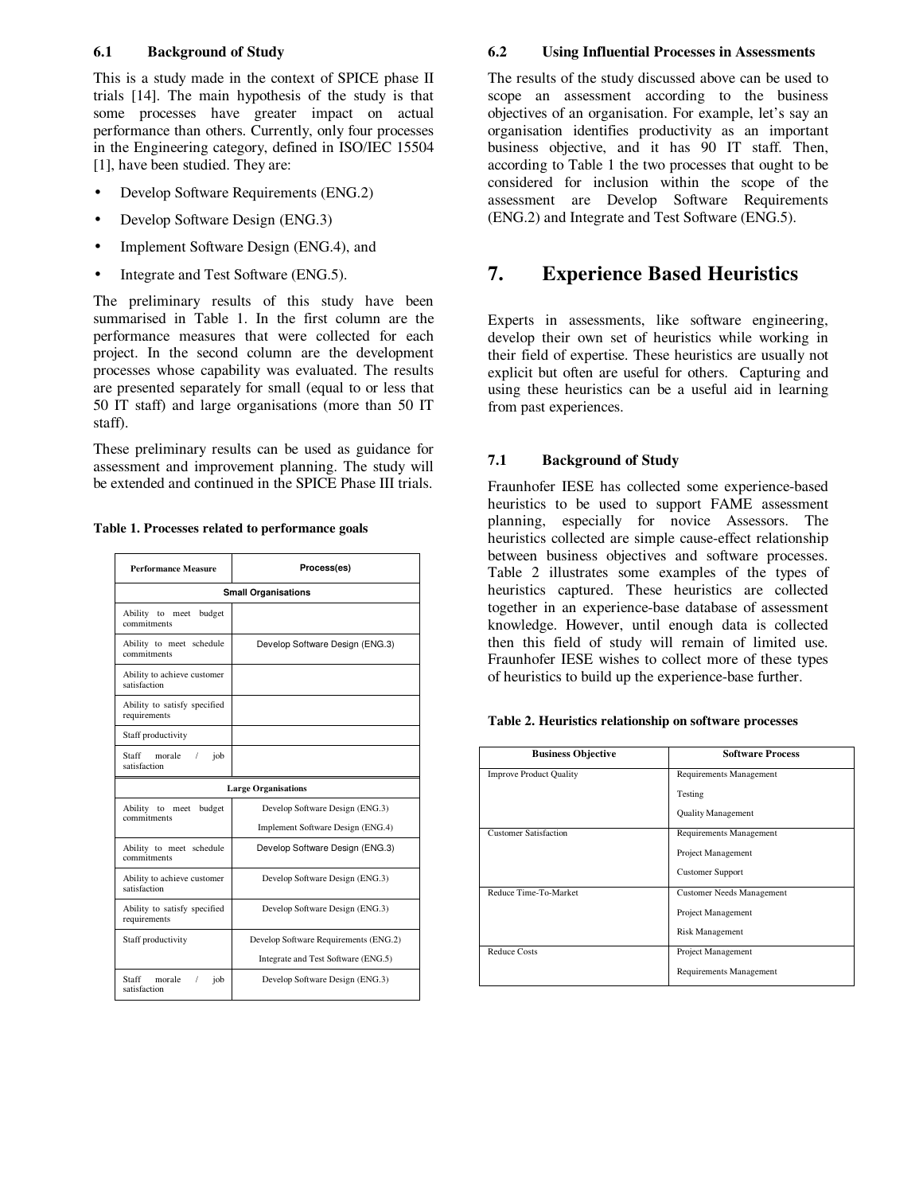### 6.1 Background of Study

This is a study made in the context of SPICE phase II trials [14]. The main hypothesis of the study is that some processes have greater impact on actual performance than others. Currently, only four processes in the Engineering category, defined in ISO/IEC 15504 [1], have been studied. They are:

- Develop Software Requirements (ENG.2)
- Develop Software Design (ENG.3)
- Implement Software Design (ENG.4), and
- Integrate and Test Software (ENG.5).

The preliminary results of this study have been summarised in Table 1. In the first column are the performance measures that were collected for each project. In the second column are the development processes whose capability was evaluated. The results are presented separately for small (equal to or less that 50 IT staff) and large organisations (more than 50 IT staff).

These preliminary results can be used as guidance for assessment and improvement planning. The study will be extended and continued in the SPICE Phase III trials.

**Table 1. Processes related to performance goals**

| Performance Measure | Process(es) |
|---|---|
| **Small Organisations** | |
| Ability to meet budget commitments | |
| Ability to meet schedule commitments | Develop Software Design (ENG.3) |
| Ability to achieve customer satisfaction | |
| Ability to satisfy specified requirements | |
| Staff productivity | |
| Staff morale / job satisfaction | |
| **Large Organisations** | |
| Ability to meet budget commitments | Develop Software Design (ENG.3)<br>Implement Software Design (ENG.4) |
| Ability to meet schedule commitments | Develop Software Design (ENG.3) |
| Ability to achieve customer satisfaction | Develop Software Design (ENG.3) |
| Ability to satisfy specified requirements | Develop Software Design (ENG.3) |
| Staff productivity | Develop Software Requirements (ENG.2)<br>Integrate and Test Software (ENG.5) |
| Staff morale / job satisfaction | Develop Software Design (ENG.3) |

### 6.2 Using Influential Processes in Assessments

The results of the study discussed above can be used to scope an assessment according to the business objectives of an organisation. For example, let's say an organisation identifies productivity as an important business objective, and it has 90 IT staff. Then, according to Table 1 the two processes that ought to be considered for inclusion within the scope of the assessment are Develop Software Requirements (ENG.2) and Integrate and Test Software (ENG.5).

## 7. Experience Based Heuristics

Experts in assessments, like software engineering, develop their own set of heuristics while working in their field of expertise. These heuristics are usually not explicit but often are useful for others. Capturing and using these heuristics can be a useful aid in learning from past experiences.

### 7.1 Background of Study

Fraunhofer IESE has collected some experience-based heuristics to be used to support FAME assessment planning, especially for novice Assessors. The heuristics collected are simple cause-effect relationship between business objectives and software processes. Table 2 illustrates some examples of the types of heuristics captured. These heuristics are collected together in an experience-base database of assessment knowledge. However, until enough data is collected then this field of study will remain of limited use. Fraunhofer IESE wishes to collect more of these types of heuristics to build up the experience-base further.

**Table 2. Heuristics relationship on software processes**

| Business Objective | Software Process |
|---|---|
| Improve Product Quality | Requirements Management<br>Testing<br>Quality Management |
| Customer Satisfaction | Requirements Management<br>Project Management<br>Customer Support |
| Reduce Time-To-Market | Customer Needs Management<br>Project Management<br>Risk Management |
| Reduce Costs | Project Management<br>Requirements Management |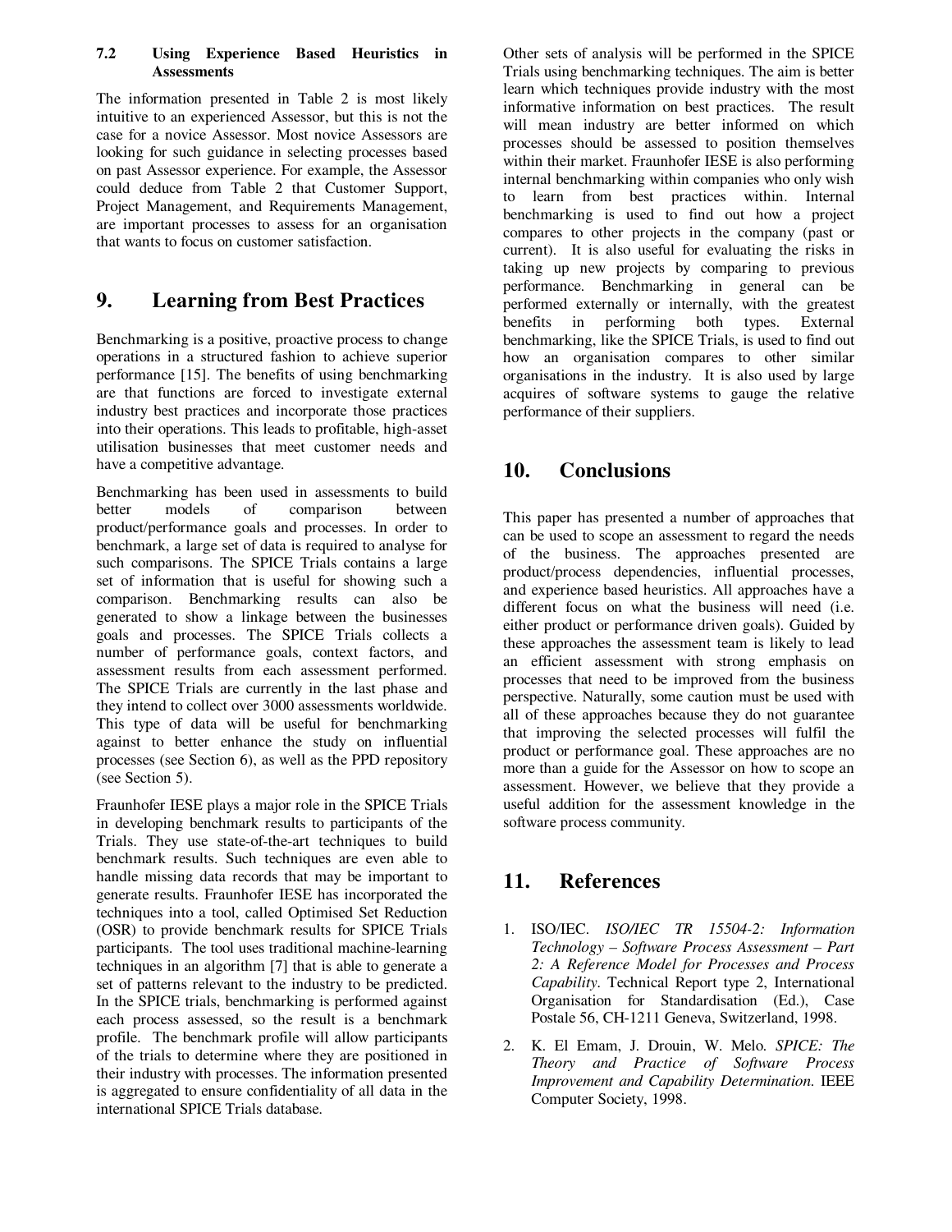### 7.2 Using Experience Based Heuristics in Assessments

The information presented in Table 2 is most likely intuitive to an experienced Assessor, but this is not the case for a novice Assessor. Most novice Assessors are looking for such guidance in selecting processes based on past Assessor experience. For example, the Assessor could deduce from Table 2 that Customer Support, Project Management, and Requirements Management, are important processes to assess for an organisation that wants to focus on customer satisfaction.

## 9. Learning from Best Practices

Benchmarking is a positive, proactive process to change operations in a structured fashion to achieve superior performance [15]. The benefits of using benchmarking are that functions are forced to investigate external industry best practices and incorporate those practices into their operations. This leads to profitable, high-asset utilisation businesses that meet customer needs and have a competitive advantage.

Benchmarking has been used in assessments to build better models of comparison between product/performance goals and processes. In order to benchmark, a large set of data is required to analyse for such comparisons. The SPICE Trials contains a large set of information that is useful for showing such a comparison. Benchmarking results can also be generated to show a linkage between the businesses goals and processes. The SPICE Trials collects a number of performance goals, context factors, and assessment results from each assessment performed. The SPICE Trials are currently in the last phase and they intend to collect over 3000 assessments worldwide. This type of data will be useful for benchmarking against to better enhance the study on influential processes (see Section 6), as well as the PPD repository (see Section 5).

Fraunhofer IESE plays a major role in the SPICE Trials in developing benchmark results to participants of the Trials. They use state-of-the-art techniques to build benchmark results. Such techniques are even able to handle missing data records that may be important to generate results. Fraunhofer IESE has incorporated the techniques into a tool, called Optimised Set Reduction (OSR) to provide benchmark results for SPICE Trials participants. The tool uses traditional machine-learning techniques in an algorithm [7] that is able to generate a set of patterns relevant to the industry to be predicted. In the SPICE trials, benchmarking is performed against each process assessed, so the result is a benchmark profile. The benchmark profile will allow participants of the trials to determine where they are positioned in their industry with processes. The information presented is aggregated to ensure confidentiality of all data in the international SPICE Trials database.

Other sets of analysis will be performed in the SPICE Trials using benchmarking techniques. The aim is better learn which techniques provide industry with the most informative information on best practices. The result will mean industry are better informed on which processes should be assessed to position themselves within their market. Fraunhofer IESE is also performing internal benchmarking within companies who only wish to learn from best practices within. Internal benchmarking is used to find out how a project compares to other projects in the company (past or current). It is also useful for evaluating the risks in taking up new projects by comparing to previous performance. Benchmarking in general can be performed externally or internally, with the greatest benefits in performing both types. External benchmarking, like the SPICE Trials, is used to find out how an organisation compares to other similar organisations in the industry. It is also used by large acquires of software systems to gauge the relative performance of their suppliers.

## 10. Conclusions

This paper has presented a number of approaches that can be used to scope an assessment to regard the needs of the business. The approaches presented are product/process dependencies, influential processes, and experience based heuristics. All approaches have a different focus on what the business will need (i.e. either product or performance driven goals). Guided by these approaches the assessment team is likely to lead an efficient assessment with strong emphasis on processes that need to be improved from the business perspective. Naturally, some caution must be used with all of these approaches because they do not guarantee that improving the selected processes will fulfil the product or performance goal. These approaches are no more than a guide for the Assessor on how to scope an assessment. However, we believe that they provide a useful addition for the assessment knowledge in the software process community.

## 11. References

1. ISO/IEC. *ISO/IEC TR 15504-2: Information Technology – Software Process Assessment – Part 2: A Reference Model for Processes and Process Capability*. Technical Report type 2, International Organisation for Standardisation (Ed.), Case Postale 56, CH-1211 Geneva, Switzerland, 1998.

2. K. El Emam, J. Drouin, W. Melo. *SPICE: The Theory and Practice of Software Process Improvement and Capability Determination*. IEEE Computer Society, 1998.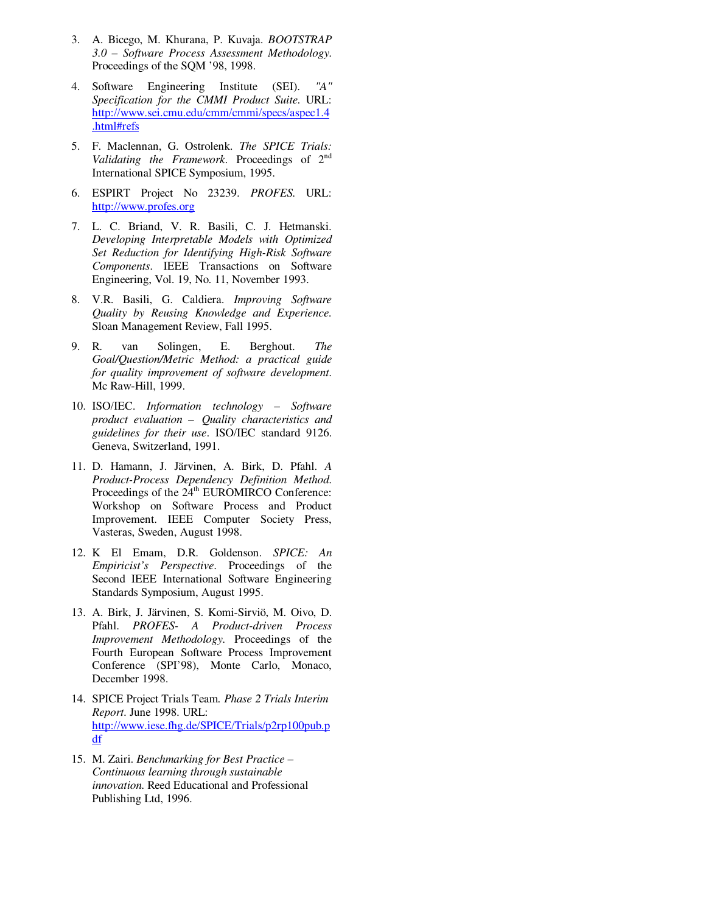3. A. Bicego, M. Khurana, P. Kuvaja. *BOOTSTRAP 3.0 – Software Process Assessment Methodology.* Proceedings of the SQM '98, 1998.

4. Software Engineering Institute (SEI). *"A" Specification for the CMMI Product Suite.* URL: http://www.sei.cmu.edu/cmm/cmmi/specs/aspec1.4.html#refs

5. F. Maclennan, G. Ostrolenk. *The SPICE Trials: Validating the Framework*. Proceedings of 2nd International SPICE Symposium, 1995.

6. ESPIRT Project No 23239. *PROFES.* URL: http://www.profes.org

7. L. C. Briand, V. R. Basili, C. J. Hetmanski. *Developing Interpretable Models with Optimized Set Reduction for Identifying High-Risk Software Components*. IEEE Transactions on Software Engineering, Vol. 19, No. 11, November 1993.

8. V.R. Basili, G. Caldiera. *Improving Software Quality by Reusing Knowledge and Experience.* Sloan Management Review, Fall 1995.

9. R. van Solingen, E. Berghout. *The Goal/Question/Metric Method: a practical guide for quality improvement of software development*. Mc Raw-Hill, 1999.

10. ISO/IEC. *Information technology – Software product evaluation – Quality characteristics and guidelines for their use*. ISO/IEC standard 9126. Geneva, Switzerland, 1991.

11. D. Hamann, J. Järvinen, A. Birk, D. Pfahl. *A Product-Process Dependency Definition Method.* Proceedings of the 24th EUROMIRCO Conference: Workshop on Software Process and Product Improvement. IEEE Computer Society Press, Vasteras, Sweden, August 1998.

12. K El Emam, D.R. Goldenson. *SPICE: An Empiricist's Perspective*. Proceedings of the Second IEEE International Software Engineering Standards Symposium, August 1995.

13. A. Birk, J. Järvinen, S. Komi-Sirviö, M. Oivo, D. Pfahl. *PROFES- A Product-driven Process Improvement Methodology*. Proceedings of the Fourth European Software Process Improvement Conference (SPI'98), Monte Carlo, Monaco, December 1998.

14. SPICE Project Trials Team. *Phase 2 Trials Interim Report*. June 1998. URL: http://www.iese.fhg.de/SPICE/Trials/p2rp100pub.pdf

15. M. Zairi. *Benchmarking for Best Practice – Continuous learning through sustainable innovation.* Reed Educational and Professional Publishing Ltd, 1996.